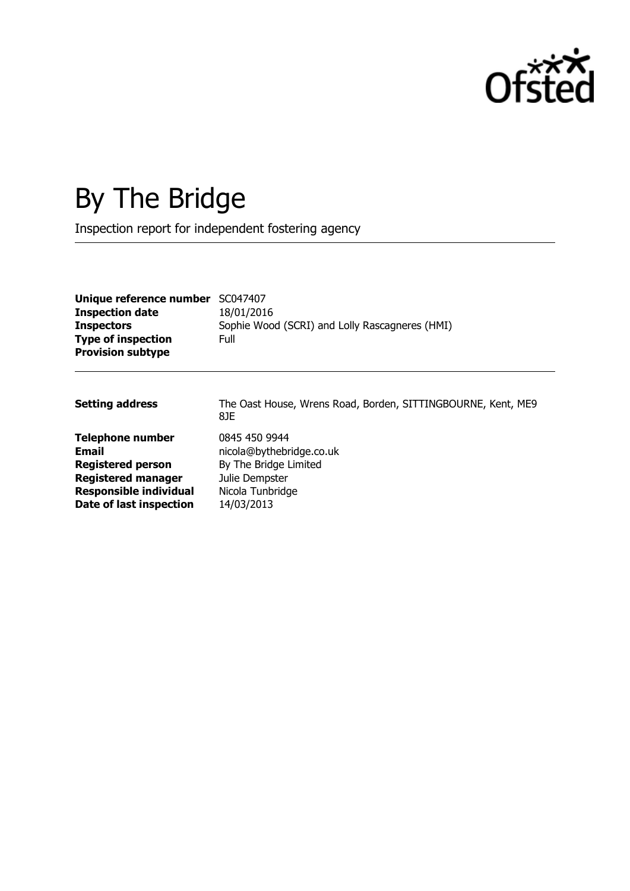Ofsted

# By The Bridge

Inspection report for independent fostering agency

| | |
|---|---|
| **Unique reference number** | SC047407 |
| **Inspection date** | 18/01/2016 |
| **Inspectors** | Sophie Wood (SCRI) and Lolly Rascagneres (HMI) |
| **Type of inspection** | Full |
| **Provision subtype** | |

| | |
|---|---|
| **Setting address** | The Oast House, Wrens Road, Borden, SITTINGBOURNE, Kent, ME9 8JE |
| **Telephone number** | 0845 450 9944 |
| **Email** | nicola@bythebridge.co.uk |
| **Registered person** | By The Bridge Limited |
| **Registered manager** | Julie Dempster |
| **Responsible individual** | Nicola Tunbridge |
| **Date of last inspection** | 14/03/2013 |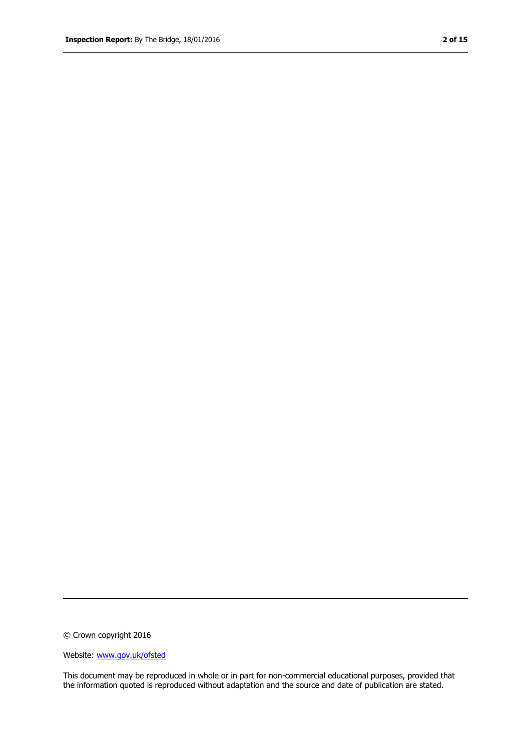© Crown copyright 2016

Website: [www.gov.uk/ofsted](http://www.gov.uk/ofsted)

This document may be reproduced in whole or in part for non-commercial educational purposes, provided that the information quoted is reproduced without adaptation and the source and date of publication are stated.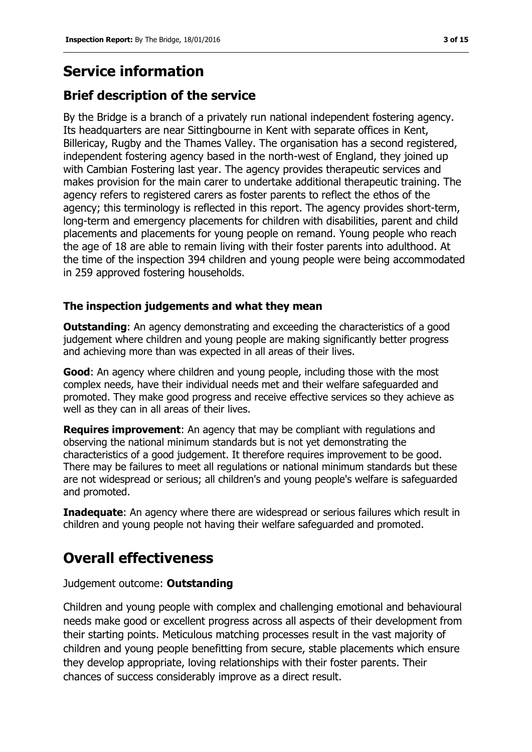# Service information

## Brief description of the service

By the Bridge is a branch of a privately run national independent fostering agency. Its headquarters are near Sittingbourne in Kent with separate offices in Kent, Billericay, Rugby and the Thames Valley. The organisation has a second registered, independent fostering agency based in the north-west of England, they joined up with Cambian Fostering last year. The agency provides therapeutic services and makes provision for the main carer to undertake additional therapeutic training. The agency refers to registered carers as foster parents to reflect the ethos of the agency; this terminology is reflected in this report. The agency provides short-term, long-term and emergency placements for children with disabilities, parent and child placements and placements for young people on remand. Young people who reach the age of 18 are able to remain living with their foster parents into adulthood. At the time of the inspection 394 children and young people were being accommodated in 259 approved fostering households.

### The inspection judgements and what they mean

**Outstanding**: An agency demonstrating and exceeding the characteristics of a good judgement where children and young people are making significantly better progress and achieving more than was expected in all areas of their lives.

**Good**: An agency where children and young people, including those with the most complex needs, have their individual needs met and their welfare safeguarded and promoted. They make good progress and receive effective services so they achieve as well as they can in all areas of their lives.

**Requires improvement**: An agency that may be compliant with regulations and observing the national minimum standards but is not yet demonstrating the characteristics of a good judgement. It therefore requires improvement to be good. There may be failures to meet all regulations or national minimum standards but these are not widespread or serious; all children's and young people's welfare is safeguarded and promoted.

**Inadequate**: An agency where there are widespread or serious failures which result in children and young people not having their welfare safeguarded and promoted.

# Overall effectiveness

Judgement outcome: **Outstanding**

Children and young people with complex and challenging emotional and behavioural needs make good or excellent progress across all aspects of their development from their starting points. Meticulous matching processes result in the vast majority of children and young people benefitting from secure, stable placements which ensure they develop appropriate, loving relationships with their foster parents. Their chances of success considerably improve as a direct result.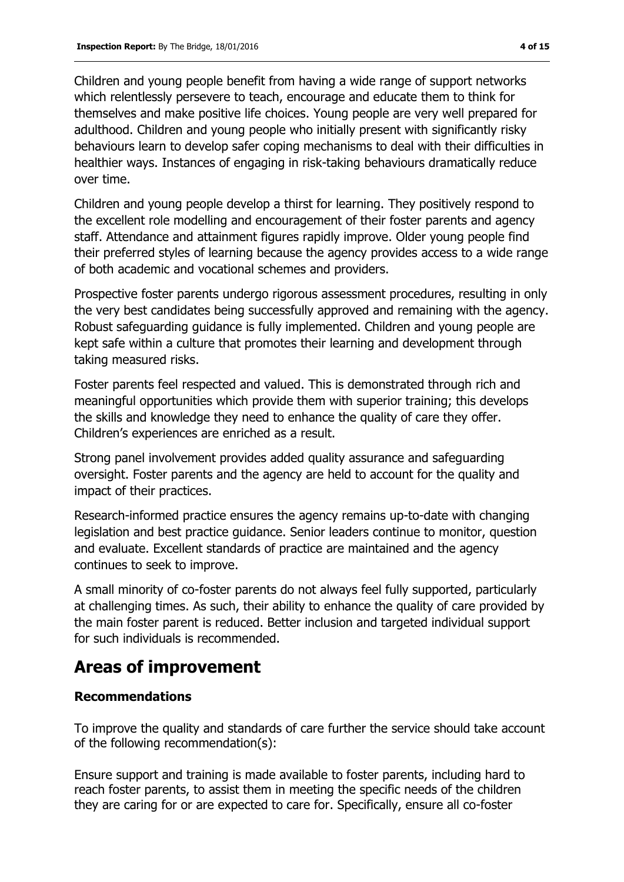Children and young people benefit from having a wide range of support networks which relentlessly persevere to teach, encourage and educate them to think for themselves and make positive life choices. Young people are very well prepared for adulthood. Children and young people who initially present with significantly risky behaviours learn to develop safer coping mechanisms to deal with their difficulties in healthier ways. Instances of engaging in risk-taking behaviours dramatically reduce over time.

Children and young people develop a thirst for learning. They positively respond to the excellent role modelling and encouragement of their foster parents and agency staff. Attendance and attainment figures rapidly improve. Older young people find their preferred styles of learning because the agency provides access to a wide range of both academic and vocational schemes and providers.

Prospective foster parents undergo rigorous assessment procedures, resulting in only the very best candidates being successfully approved and remaining with the agency. Robust safeguarding guidance is fully implemented. Children and young people are kept safe within a culture that promotes their learning and development through taking measured risks.

Foster parents feel respected and valued. This is demonstrated through rich and meaningful opportunities which provide them with superior training; this develops the skills and knowledge they need to enhance the quality of care they offer. Children's experiences are enriched as a result.

Strong panel involvement provides added quality assurance and safeguarding oversight. Foster parents and the agency are held to account for the quality and impact of their practices.

Research-informed practice ensures the agency remains up-to-date with changing legislation and best practice guidance. Senior leaders continue to monitor, question and evaluate. Excellent standards of practice are maintained and the agency continues to seek to improve.

A small minority of co-foster parents do not always feel fully supported, particularly at challenging times. As such, their ability to enhance the quality of care provided by the main foster parent is reduced. Better inclusion and targeted individual support for such individuals is recommended.

# Areas of improvement

### Recommendations

To improve the quality and standards of care further the service should take account of the following recommendation(s):

Ensure support and training is made available to foster parents, including hard to reach foster parents, to assist them in meeting the specific needs of the children they are caring for or are expected to care for. Specifically, ensure all co-foster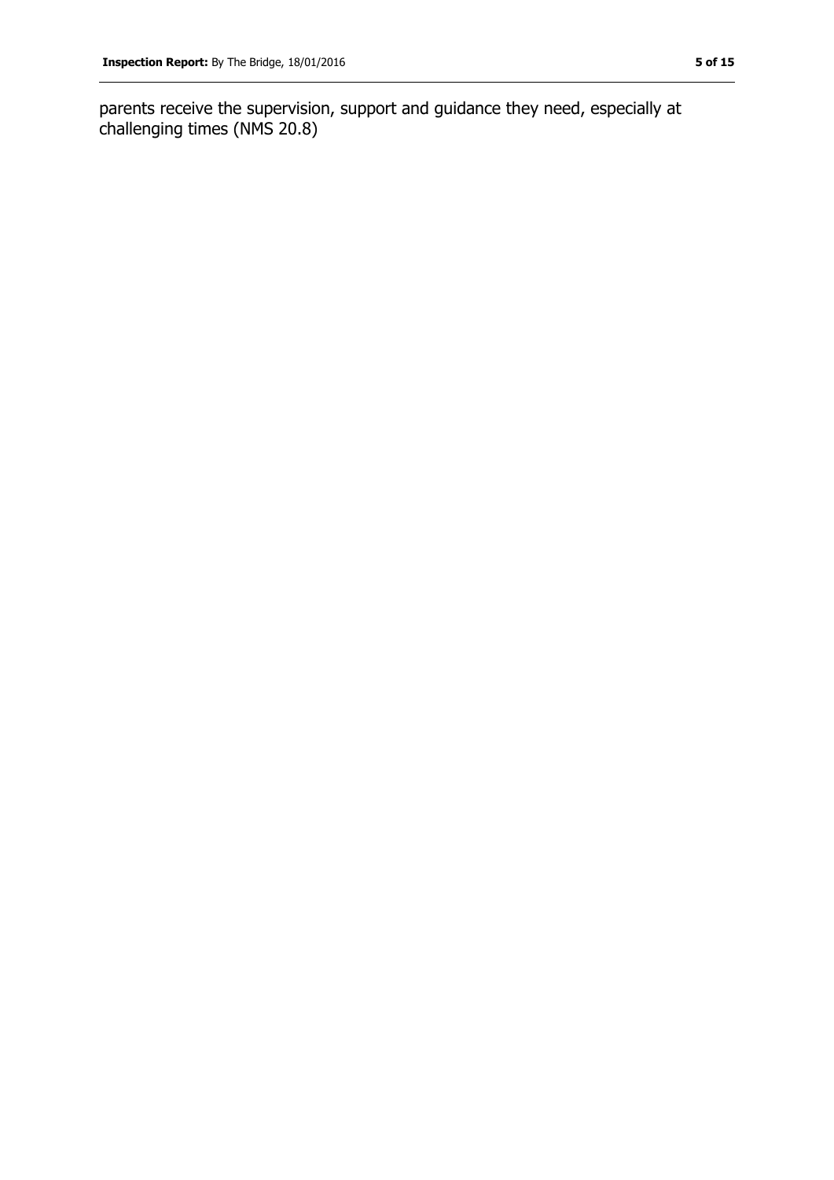parents receive the supervision, support and guidance they need, especially at challenging times (NMS 20.8)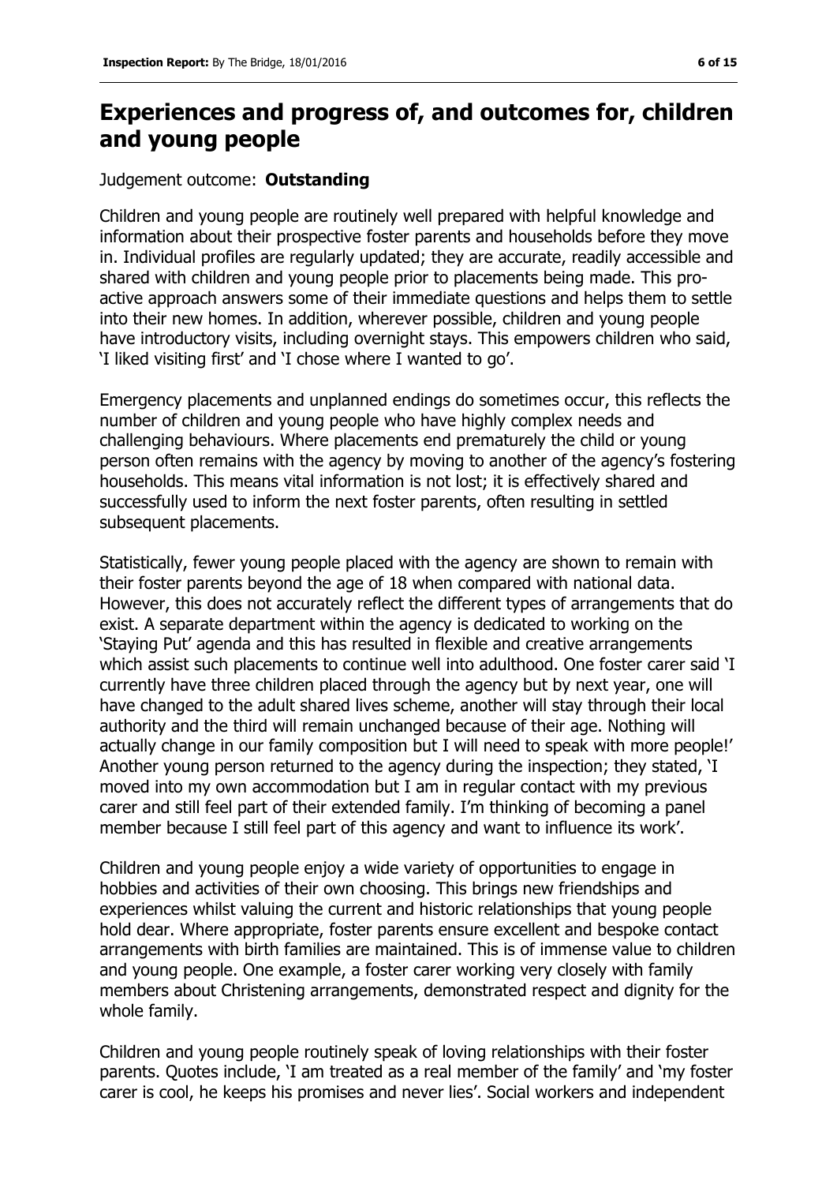## Experiences and progress of, and outcomes for, children and young people

Judgement outcome: **Outstanding**

Children and young people are routinely well prepared with helpful knowledge and information about their prospective foster parents and households before they move in. Individual profiles are regularly updated; they are accurate, readily accessible and shared with children and young people prior to placements being made. This pro-active approach answers some of their immediate questions and helps them to settle into their new homes. In addition, wherever possible, children and young people have introductory visits, including overnight stays. This empowers children who said, 'I liked visiting first' and 'I chose where I wanted to go'.

Emergency placements and unplanned endings do sometimes occur, this reflects the number of children and young people who have highly complex needs and challenging behaviours. Where placements end prematurely the child or young person often remains with the agency by moving to another of the agency's fostering households. This means vital information is not lost; it is effectively shared and successfully used to inform the next foster parents, often resulting in settled subsequent placements.

Statistically, fewer young people placed with the agency are shown to remain with their foster parents beyond the age of 18 when compared with national data. However, this does not accurately reflect the different types of arrangements that do exist. A separate department within the agency is dedicated to working on the 'Staying Put' agenda and this has resulted in flexible and creative arrangements which assist such placements to continue well into adulthood. One foster carer said 'I currently have three children placed through the agency but by next year, one will have changed to the adult shared lives scheme, another will stay through their local authority and the third will remain unchanged because of their age. Nothing will actually change in our family composition but I will need to speak with more people!' Another young person returned to the agency during the inspection; they stated, 'I moved into my own accommodation but I am in regular contact with my previous carer and still feel part of their extended family. I'm thinking of becoming a panel member because I still feel part of this agency and want to influence its work'.

Children and young people enjoy a wide variety of opportunities to engage in hobbies and activities of their own choosing. This brings new friendships and experiences whilst valuing the current and historic relationships that young people hold dear. Where appropriate, foster parents ensure excellent and bespoke contact arrangements with birth families are maintained. This is of immense value to children and young people. One example, a foster carer working very closely with family members about Christening arrangements, demonstrated respect and dignity for the whole family.

Children and young people routinely speak of loving relationships with their foster parents. Quotes include, 'I am treated as a real member of the family' and 'my foster carer is cool, he keeps his promises and never lies'. Social workers and independent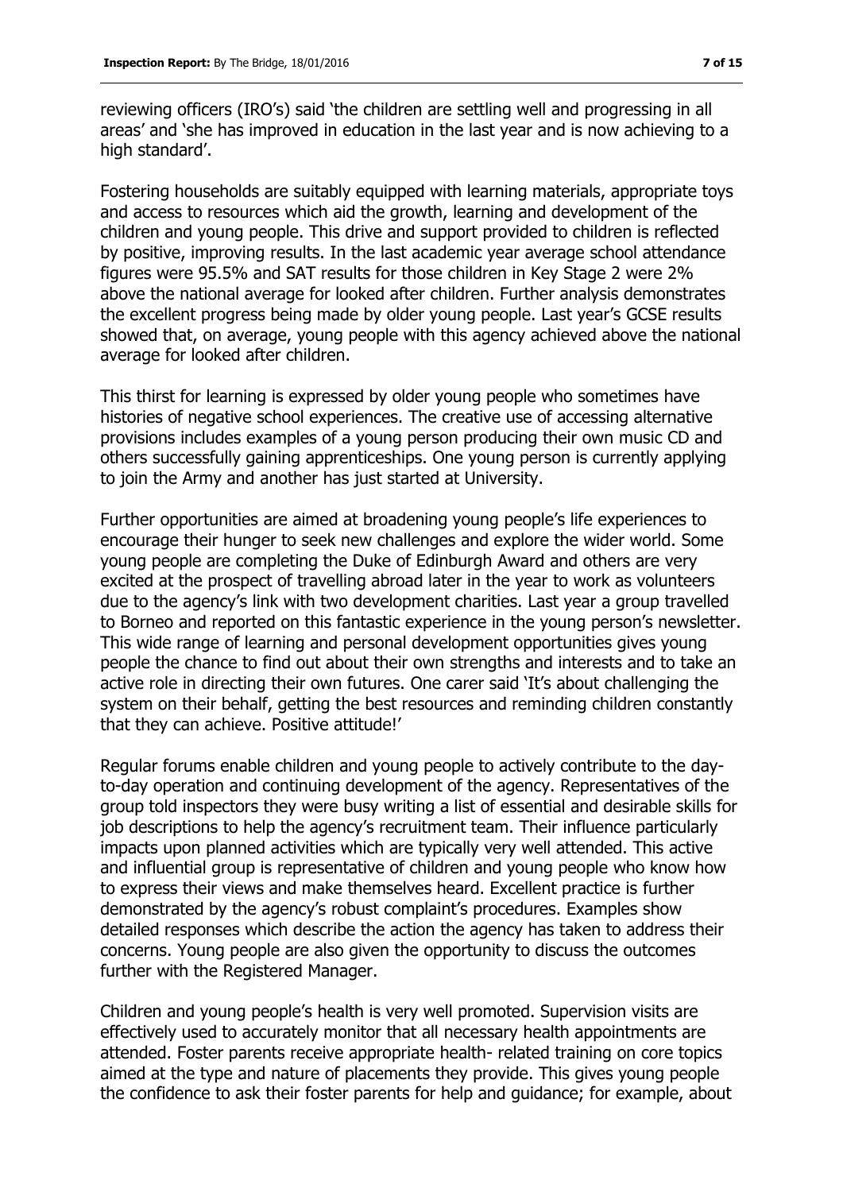reviewing officers (IRO's) said 'the children are settling well and progressing in all areas' and 'she has improved in education in the last year and is now achieving to a high standard'.

Fostering households are suitably equipped with learning materials, appropriate toys and access to resources which aid the growth, learning and development of the children and young people. This drive and support provided to children is reflected by positive, improving results. In the last academic year average school attendance figures were 95.5% and SAT results for those children in Key Stage 2 were 2% above the national average for looked after children. Further analysis demonstrates the excellent progress being made by older young people. Last year's GCSE results showed that, on average, young people with this agency achieved above the national average for looked after children.

This thirst for learning is expressed by older young people who sometimes have histories of negative school experiences. The creative use of accessing alternative provisions includes examples of a young person producing their own music CD and others successfully gaining apprenticeships. One young person is currently applying to join the Army and another has just started at University.

Further opportunities are aimed at broadening young people's life experiences to encourage their hunger to seek new challenges and explore the wider world. Some young people are completing the Duke of Edinburgh Award and others are very excited at the prospect of travelling abroad later in the year to work as volunteers due to the agency's link with two development charities. Last year a group travelled to Borneo and reported on this fantastic experience in the young person's newsletter. This wide range of learning and personal development opportunities gives young people the chance to find out about their own strengths and interests and to take an active role in directing their own futures. One carer said 'It's about challenging the system on their behalf, getting the best resources and reminding children constantly that they can achieve. Positive attitude!'

Regular forums enable children and young people to actively contribute to the day-to-day operation and continuing development of the agency. Representatives of the group told inspectors they were busy writing a list of essential and desirable skills for job descriptions to help the agency's recruitment team. Their influence particularly impacts upon planned activities which are typically very well attended. This active and influential group is representative of children and young people who know how to express their views and make themselves heard. Excellent practice is further demonstrated by the agency's robust complaint's procedures. Examples show detailed responses which describe the action the agency has taken to address their concerns. Young people are also given the opportunity to discuss the outcomes further with the Registered Manager.

Children and young people's health is very well promoted. Supervision visits are effectively used to accurately monitor that all necessary health appointments are attended. Foster parents receive appropriate health- related training on core topics aimed at the type and nature of placements they provide. This gives young people the confidence to ask their foster parents for help and guidance; for example, about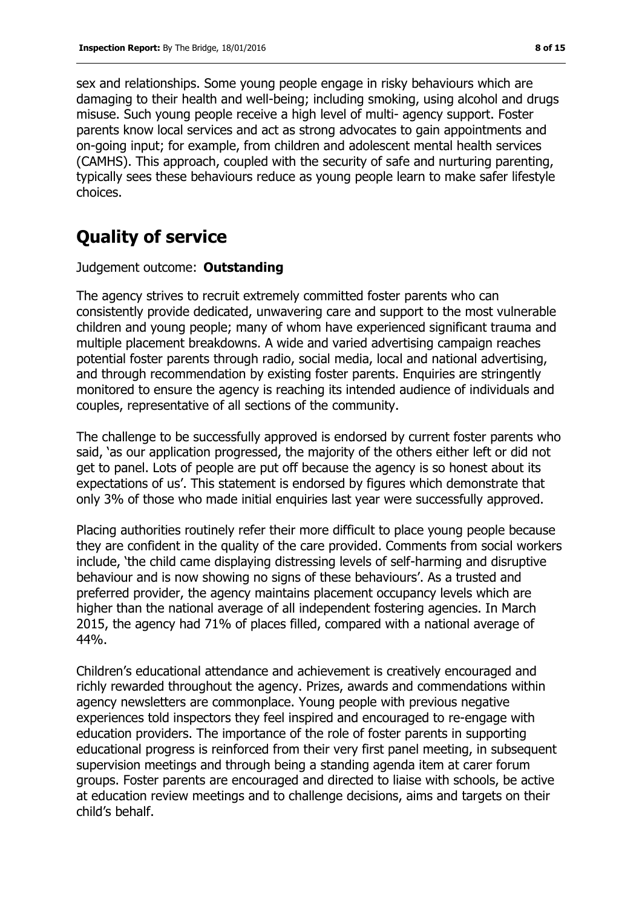sex and relationships. Some young people engage in risky behaviours which are damaging to their health and well-being; including smoking, using alcohol and drugs misuse. Such young people receive a high level of multi- agency support. Foster parents know local services and act as strong advocates to gain appointments and on-going input; for example, from children and adolescent mental health services (CAMHS). This approach, coupled with the security of safe and nurturing parenting, typically sees these behaviours reduce as young people learn to make safer lifestyle choices.

## Quality of service

Judgement outcome: **Outstanding**

The agency strives to recruit extremely committed foster parents who can consistently provide dedicated, unwavering care and support to the most vulnerable children and young people; many of whom have experienced significant trauma and multiple placement breakdowns. A wide and varied advertising campaign reaches potential foster parents through radio, social media, local and national advertising, and through recommendation by existing foster parents. Enquiries are stringently monitored to ensure the agency is reaching its intended audience of individuals and couples, representative of all sections of the community.

The challenge to be successfully approved is endorsed by current foster parents who said, 'as our application progressed, the majority of the others either left or did not get to panel. Lots of people are put off because the agency is so honest about its expectations of us'. This statement is endorsed by figures which demonstrate that only 3% of those who made initial enquiries last year were successfully approved.

Placing authorities routinely refer their more difficult to place young people because they are confident in the quality of the care provided. Comments from social workers include, 'the child came displaying distressing levels of self-harming and disruptive behaviour and is now showing no signs of these behaviours'. As a trusted and preferred provider, the agency maintains placement occupancy levels which are higher than the national average of all independent fostering agencies. In March 2015, the agency had 71% of places filled, compared with a national average of 44%.

Children's educational attendance and achievement is creatively encouraged and richly rewarded throughout the agency. Prizes, awards and commendations within agency newsletters are commonplace. Young people with previous negative experiences told inspectors they feel inspired and encouraged to re-engage with education providers. The importance of the role of foster parents in supporting educational progress is reinforced from their very first panel meeting, in subsequent supervision meetings and through being a standing agenda item at carer forum groups. Foster parents are encouraged and directed to liaise with schools, be active at education review meetings and to challenge decisions, aims and targets on their child's behalf.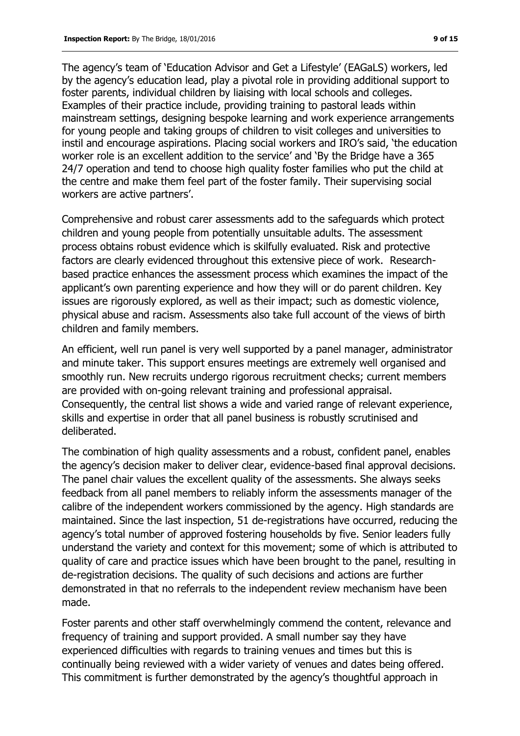The agency's team of 'Education Advisor and Get a Lifestyle' (EAGaLS) workers, led by the agency's education lead, play a pivotal role in providing additional support to foster parents, individual children by liaising with local schools and colleges. Examples of their practice include, providing training to pastoral leads within mainstream settings, designing bespoke learning and work experience arrangements for young people and taking groups of children to visit colleges and universities to instil and encourage aspirations. Placing social workers and IRO's said, 'the education worker role is an excellent addition to the service' and 'By the Bridge have a 365 24/7 operation and tend to choose high quality foster families who put the child at the centre and make them feel part of the foster family. Their supervising social workers are active partners'.

Comprehensive and robust carer assessments add to the safeguards which protect children and young people from potentially unsuitable adults. The assessment process obtains robust evidence which is skilfully evaluated. Risk and protective factors are clearly evidenced throughout this extensive piece of work. Research-based practice enhances the assessment process which examines the impact of the applicant's own parenting experience and how they will or do parent children. Key issues are rigorously explored, as well as their impact; such as domestic violence, physical abuse and racism. Assessments also take full account of the views of birth children and family members.

An efficient, well run panel is very well supported by a panel manager, administrator and minute taker. This support ensures meetings are extremely well organised and smoothly run. New recruits undergo rigorous recruitment checks; current members are provided with on-going relevant training and professional appraisal. Consequently, the central list shows a wide and varied range of relevant experience, skills and expertise in order that all panel business is robustly scrutinised and deliberated.

The combination of high quality assessments and a robust, confident panel, enables the agency's decision maker to deliver clear, evidence-based final approval decisions. The panel chair values the excellent quality of the assessments. She always seeks feedback from all panel members to reliably inform the assessments manager of the calibre of the independent workers commissioned by the agency. High standards are maintained. Since the last inspection, 51 de-registrations have occurred, reducing the agency's total number of approved fostering households by five. Senior leaders fully understand the variety and context for this movement; some of which is attributed to quality of care and practice issues which have been brought to the panel, resulting in de-registration decisions. The quality of such decisions and actions are further demonstrated in that no referrals to the independent review mechanism have been made.

Foster parents and other staff overwhelmingly commend the content, relevance and frequency of training and support provided. A small number say they have experienced difficulties with regards to training venues and times but this is continually being reviewed with a wider variety of venues and dates being offered. This commitment is further demonstrated by the agency's thoughtful approach in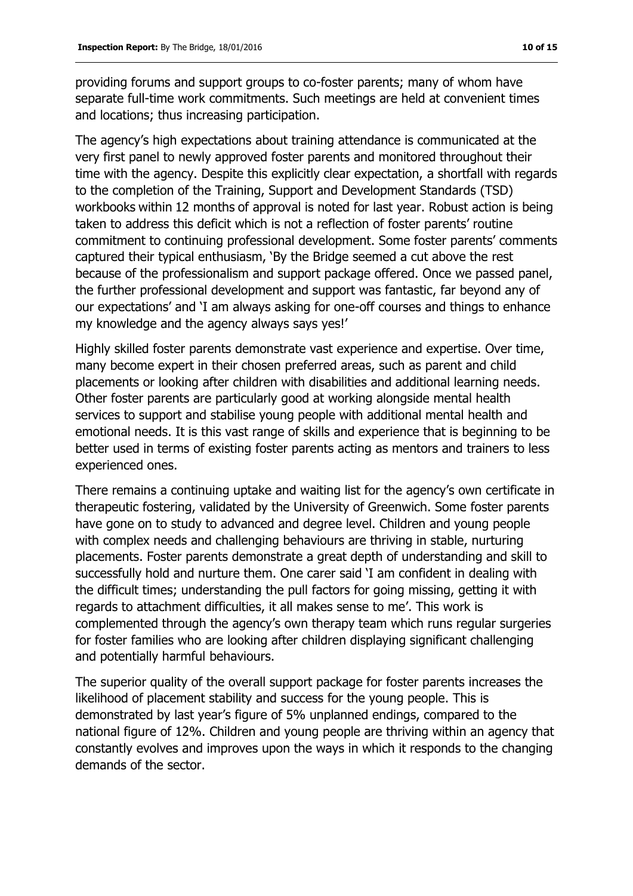providing forums and support groups to co-foster parents; many of whom have separate full-time work commitments. Such meetings are held at convenient times and locations; thus increasing participation.

The agency's high expectations about training attendance is communicated at the very first panel to newly approved foster parents and monitored throughout their time with the agency. Despite this explicitly clear expectation, a shortfall with regards to the completion of the Training, Support and Development Standards (TSD) workbooks within 12 months of approval is noted for last year. Robust action is being taken to address this deficit which is not a reflection of foster parents' routine commitment to continuing professional development. Some foster parents' comments captured their typical enthusiasm, 'By the Bridge seemed a cut above the rest because of the professionalism and support package offered. Once we passed panel, the further professional development and support was fantastic, far beyond any of our expectations' and 'I am always asking for one-off courses and things to enhance my knowledge and the agency always says yes!'

Highly skilled foster parents demonstrate vast experience and expertise. Over time, many become expert in their chosen preferred areas, such as parent and child placements or looking after children with disabilities and additional learning needs. Other foster parents are particularly good at working alongside mental health services to support and stabilise young people with additional mental health and emotional needs. It is this vast range of skills and experience that is beginning to be better used in terms of existing foster parents acting as mentors and trainers to less experienced ones.

There remains a continuing uptake and waiting list for the agency's own certificate in therapeutic fostering, validated by the University of Greenwich. Some foster parents have gone on to study to advanced and degree level. Children and young people with complex needs and challenging behaviours are thriving in stable, nurturing placements. Foster parents demonstrate a great depth of understanding and skill to successfully hold and nurture them. One carer said 'I am confident in dealing with the difficult times; understanding the pull factors for going missing, getting it with regards to attachment difficulties, it all makes sense to me'. This work is complemented through the agency's own therapy team which runs regular surgeries for foster families who are looking after children displaying significant challenging and potentially harmful behaviours.

The superior quality of the overall support package for foster parents increases the likelihood of placement stability and success for the young people. This is demonstrated by last year's figure of 5% unplanned endings, compared to the national figure of 12%. Children and young people are thriving within an agency that constantly evolves and improves upon the ways in which it responds to the changing demands of the sector.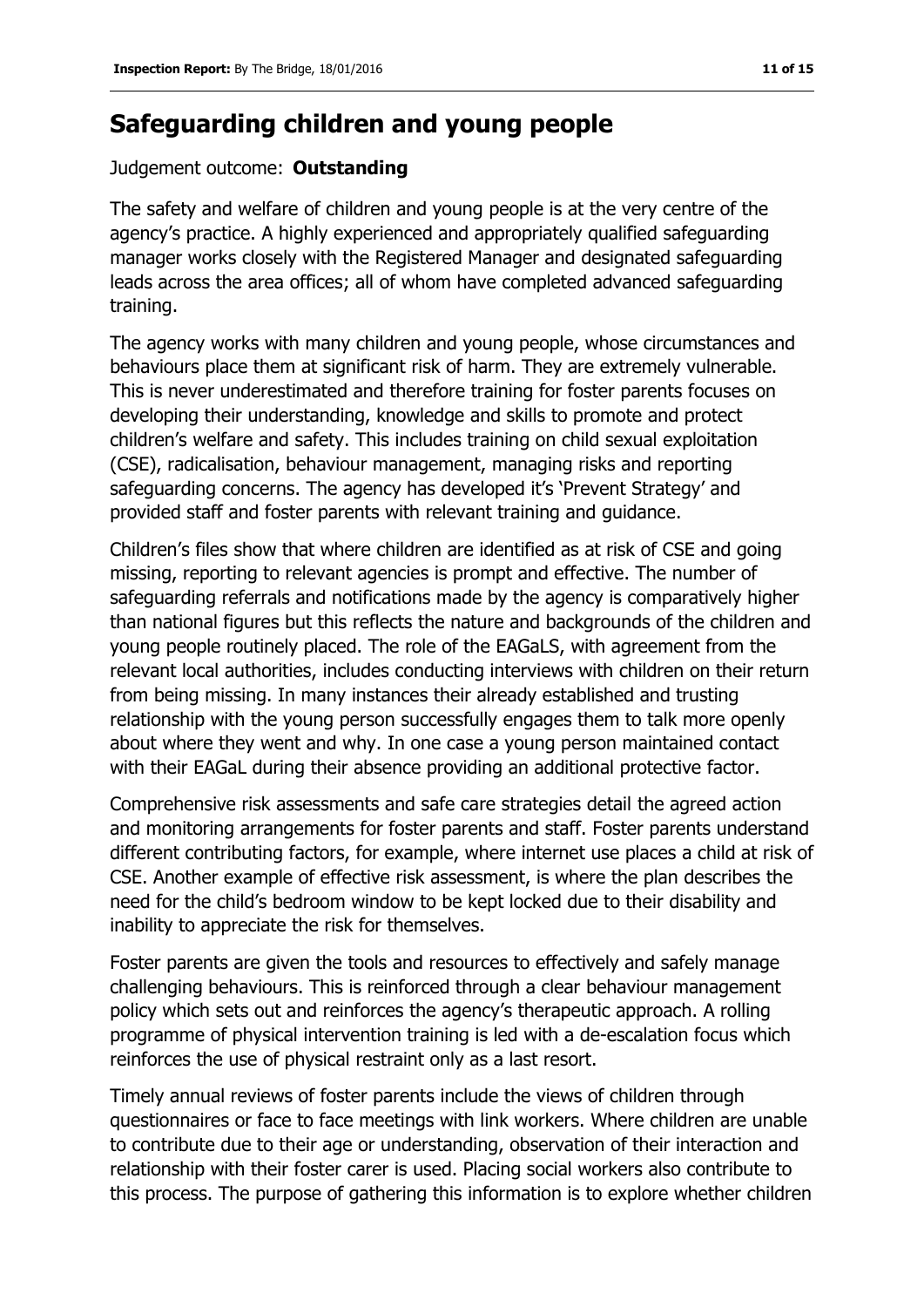## Safeguarding children and young people

Judgement outcome: **Outstanding**

The safety and welfare of children and young people is at the very centre of the agency's practice. A highly experienced and appropriately qualified safeguarding manager works closely with the Registered Manager and designated safeguarding leads across the area offices; all of whom have completed advanced safeguarding training.

The agency works with many children and young people, whose circumstances and behaviours place them at significant risk of harm. They are extremely vulnerable. This is never underestimated and therefore training for foster parents focuses on developing their understanding, knowledge and skills to promote and protect children's welfare and safety. This includes training on child sexual exploitation (CSE), radicalisation, behaviour management, managing risks and reporting safeguarding concerns. The agency has developed it's 'Prevent Strategy' and provided staff and foster parents with relevant training and guidance.

Children's files show that where children are identified as at risk of CSE and going missing, reporting to relevant agencies is prompt and effective. The number of safeguarding referrals and notifications made by the agency is comparatively higher than national figures but this reflects the nature and backgrounds of the children and young people routinely placed. The role of the EAGaLS, with agreement from the relevant local authorities, includes conducting interviews with children on their return from being missing. In many instances their already established and trusting relationship with the young person successfully engages them to talk more openly about where they went and why. In one case a young person maintained contact with their EAGaL during their absence providing an additional protective factor.

Comprehensive risk assessments and safe care strategies detail the agreed action and monitoring arrangements for foster parents and staff. Foster parents understand different contributing factors, for example, where internet use places a child at risk of CSE. Another example of effective risk assessment, is where the plan describes the need for the child's bedroom window to be kept locked due to their disability and inability to appreciate the risk for themselves.

Foster parents are given the tools and resources to effectively and safely manage challenging behaviours. This is reinforced through a clear behaviour management policy which sets out and reinforces the agency's therapeutic approach. A rolling programme of physical intervention training is led with a de-escalation focus which reinforces the use of physical restraint only as a last resort.

Timely annual reviews of foster parents include the views of children through questionnaires or face to face meetings with link workers. Where children are unable to contribute due to their age or understanding, observation of their interaction and relationship with their foster carer is used. Placing social workers also contribute to this process. The purpose of gathering this information is to explore whether children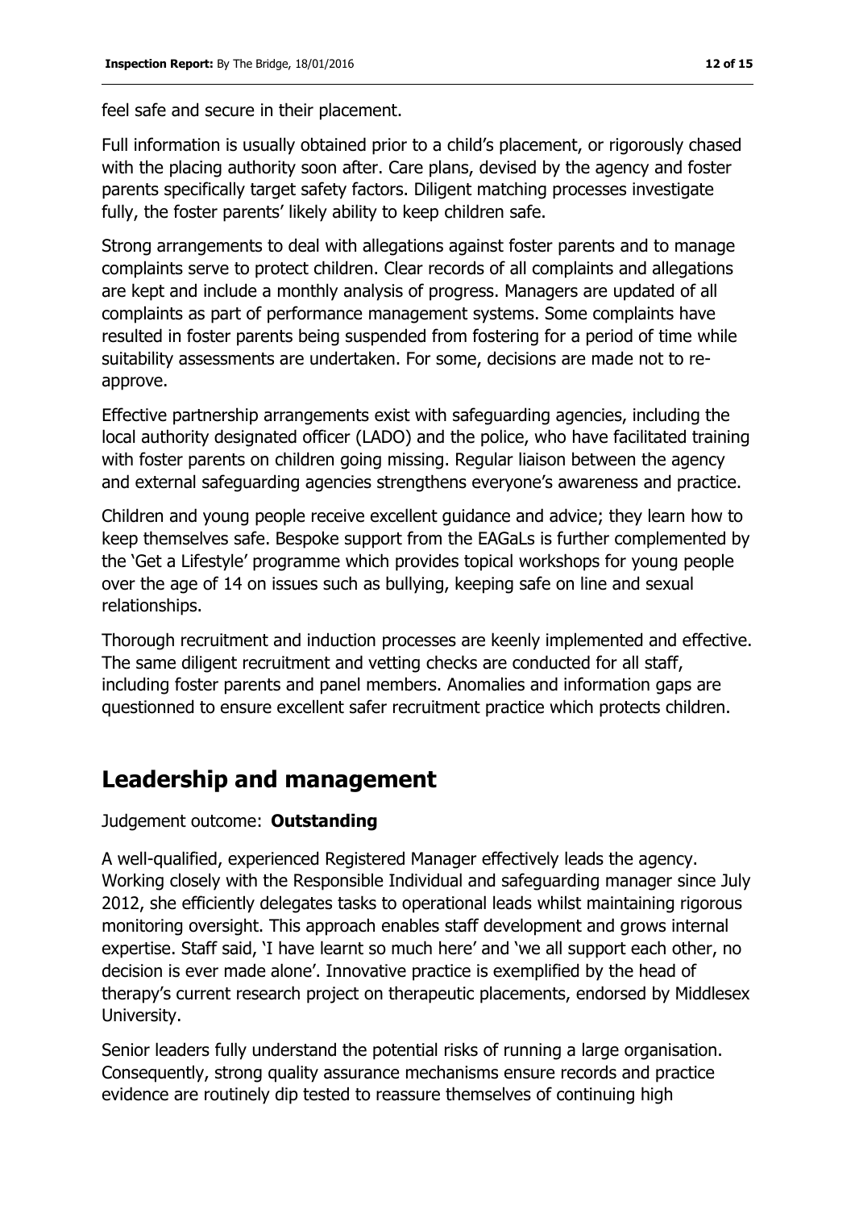feel safe and secure in their placement.

Full information is usually obtained prior to a child's placement, or rigorously chased with the placing authority soon after. Care plans, devised by the agency and foster parents specifically target safety factors. Diligent matching processes investigate fully, the foster parents' likely ability to keep children safe.

Strong arrangements to deal with allegations against foster parents and to manage complaints serve to protect children. Clear records of all complaints and allegations are kept and include a monthly analysis of progress. Managers are updated of all complaints as part of performance management systems. Some complaints have resulted in foster parents being suspended from fostering for a period of time while suitability assessments are undertaken. For some, decisions are made not to re-approve.

Effective partnership arrangements exist with safeguarding agencies, including the local authority designated officer (LADO) and the police, who have facilitated training with foster parents on children going missing. Regular liaison between the agency and external safeguarding agencies strengthens everyone's awareness and practice.

Children and young people receive excellent guidance and advice; they learn how to keep themselves safe. Bespoke support from the EAGaLs is further complemented by the 'Get a Lifestyle' programme which provides topical workshops for young people over the age of 14 on issues such as bullying, keeping safe on line and sexual relationships.

Thorough recruitment and induction processes are keenly implemented and effective. The same diligent recruitment and vetting checks are conducted for all staff, including foster parents and panel members. Anomalies and information gaps are questionned to ensure excellent safer recruitment practice which protects children.

## Leadership and management

Judgement outcome: **Outstanding**

A well-qualified, experienced Registered Manager effectively leads the agency. Working closely with the Responsible Individual and safeguarding manager since July 2012, she efficiently delegates tasks to operational leads whilst maintaining rigorous monitoring oversight. This approach enables staff development and grows internal expertise. Staff said, 'I have learnt so much here' and 'we all support each other, no decision is ever made alone'. Innovative practice is exemplified by the head of therapy's current research project on therapeutic placements, endorsed by Middlesex University.

Senior leaders fully understand the potential risks of running a large organisation. Consequently, strong quality assurance mechanisms ensure records and practice evidence are routinely dip tested to reassure themselves of continuing high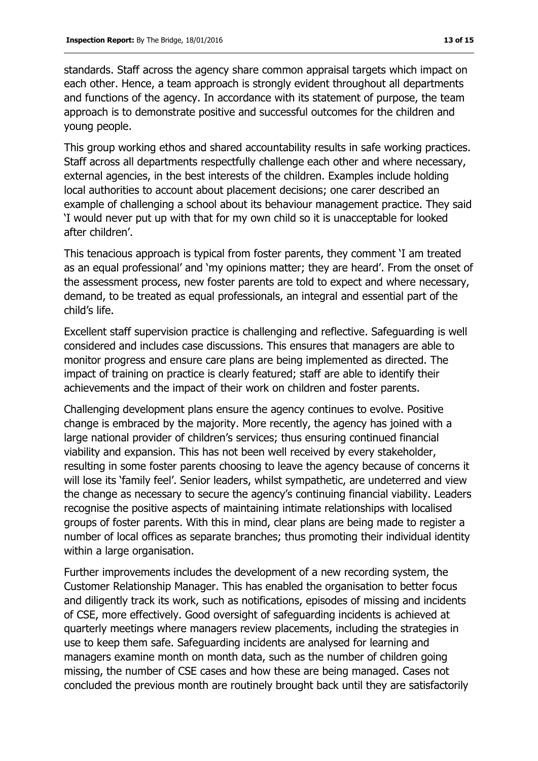standards. Staff across the agency share common appraisal targets which impact on each other. Hence, a team approach is strongly evident throughout all departments and functions of the agency. In accordance with its statement of purpose, the team approach is to demonstrate positive and successful outcomes for the children and young people.

This group working ethos and shared accountability results in safe working practices. Staff across all departments respectfully challenge each other and where necessary, external agencies, in the best interests of the children. Examples include holding local authorities to account about placement decisions; one carer described an example of challenging a school about its behaviour management practice. They said 'I would never put up with that for my own child so it is unacceptable for looked after children'.

This tenacious approach is typical from foster parents, they comment 'I am treated as an equal professional' and 'my opinions matter; they are heard'. From the onset of the assessment process, new foster parents are told to expect and where necessary, demand, to be treated as equal professionals, an integral and essential part of the child's life.

Excellent staff supervision practice is challenging and reflective. Safeguarding is well considered and includes case discussions. This ensures that managers are able to monitor progress and ensure care plans are being implemented as directed. The impact of training on practice is clearly featured; staff are able to identify their achievements and the impact of their work on children and foster parents.

Challenging development plans ensure the agency continues to evolve. Positive change is embraced by the majority. More recently, the agency has joined with a large national provider of children's services; thus ensuring continued financial viability and expansion. This has not been well received by every stakeholder, resulting in some foster parents choosing to leave the agency because of concerns it will lose its 'family feel'. Senior leaders, whilst sympathetic, are undeterred and view the change as necessary to secure the agency's continuing financial viability. Leaders recognise the positive aspects of maintaining intimate relationships with localised groups of foster parents. With this in mind, clear plans are being made to register a number of local offices as separate branches; thus promoting their individual identity within a large organisation.

Further improvements includes the development of a new recording system, the Customer Relationship Manager. This has enabled the organisation to better focus and diligently track its work, such as notifications, episodes of missing and incidents of CSE, more effectively. Good oversight of safeguarding incidents is achieved at quarterly meetings where managers review placements, including the strategies in use to keep them safe. Safeguarding incidents are analysed for learning and managers examine month on month data, such as the number of children going missing, the number of CSE cases and how these are being managed. Cases not concluded the previous month are routinely brought back until they are satisfactorily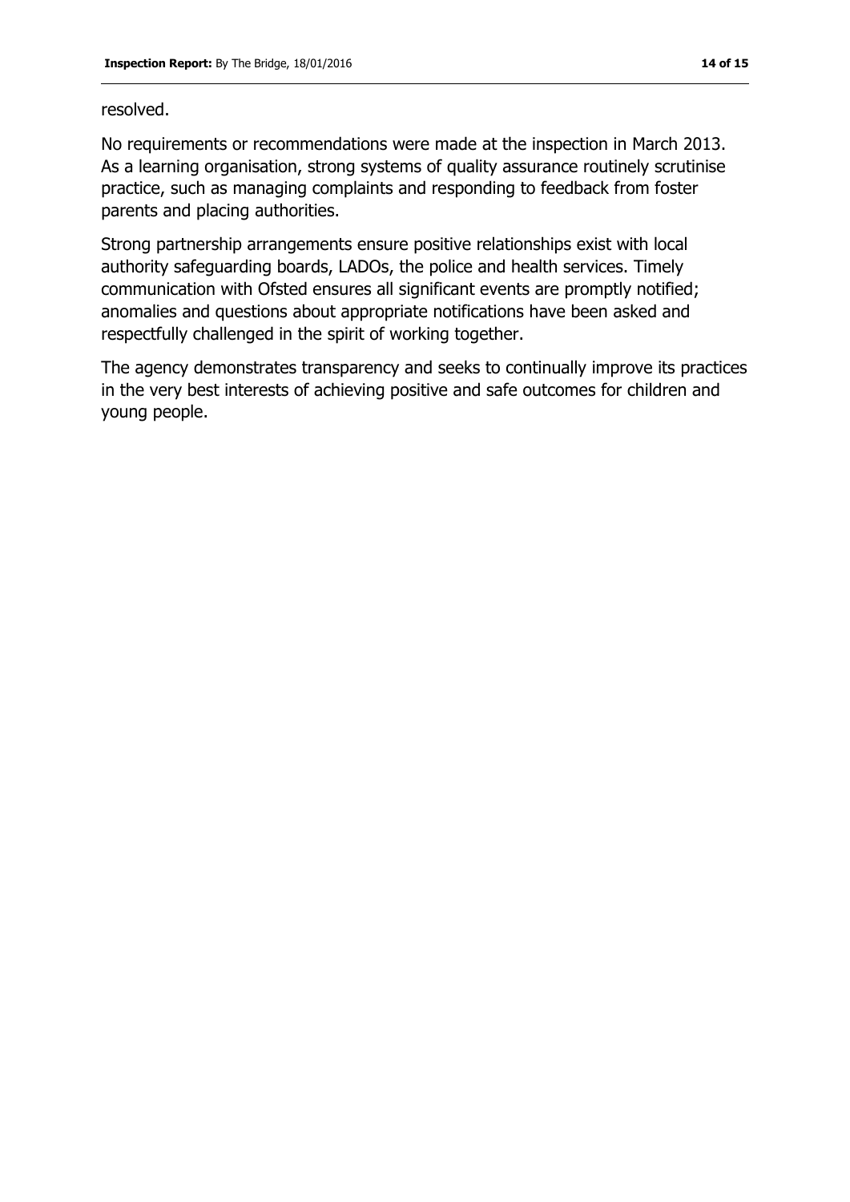resolved.

No requirements or recommendations were made at the inspection in March 2013. As a learning organisation, strong systems of quality assurance routinely scrutinise practice, such as managing complaints and responding to feedback from foster parents and placing authorities.

Strong partnership arrangements ensure positive relationships exist with local authority safeguarding boards, LADOs, the police and health services. Timely communication with Ofsted ensures all significant events are promptly notified; anomalies and questions about appropriate notifications have been asked and respectfully challenged in the spirit of working together.

The agency demonstrates transparency and seeks to continually improve its practices in the very best interests of achieving positive and safe outcomes for children and young people.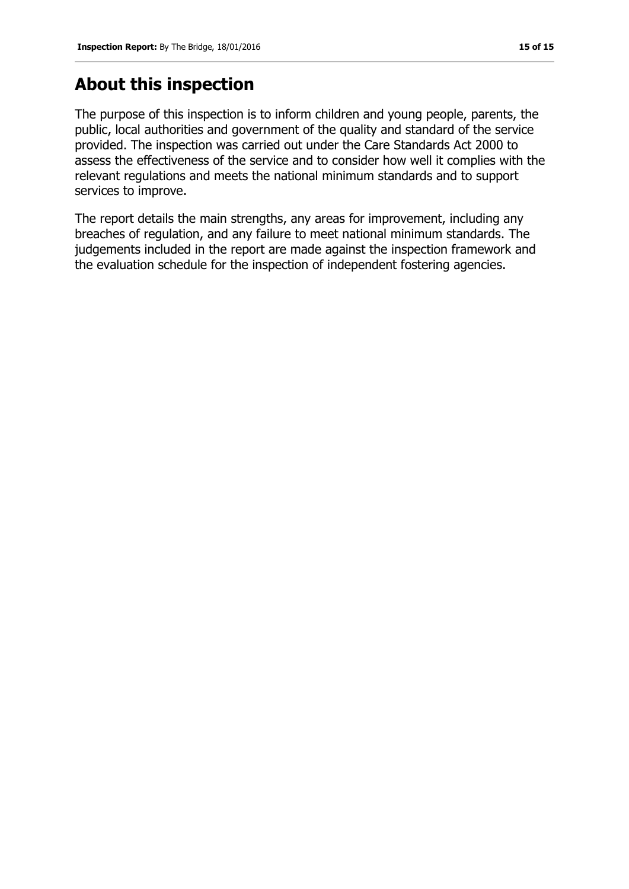## About this inspection

The purpose of this inspection is to inform children and young people, parents, the public, local authorities and government of the quality and standard of the service provided. The inspection was carried out under the Care Standards Act 2000 to assess the effectiveness of the service and to consider how well it complies with the relevant regulations and meets the national minimum standards and to support services to improve.

The report details the main strengths, any areas for improvement, including any breaches of regulation, and any failure to meet national minimum standards. The judgements included in the report are made against the inspection framework and the evaluation schedule for the inspection of independent fostering agencies.